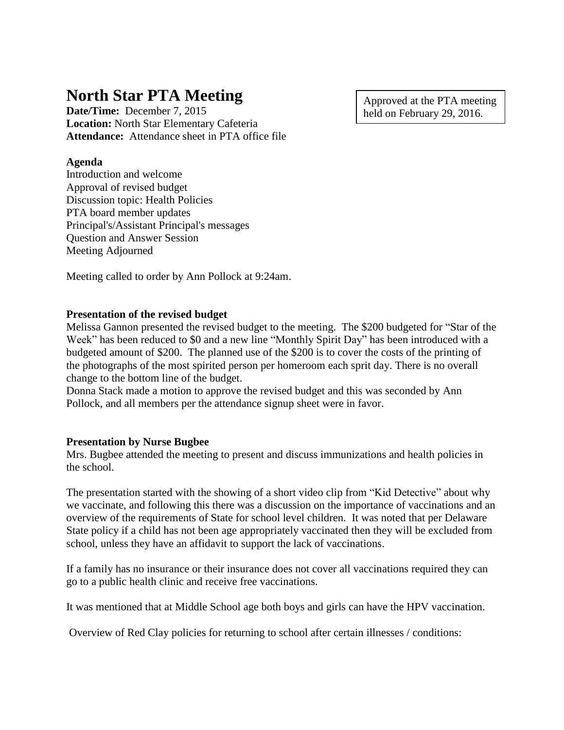# North Star PTA Meeting

**Date/Time:** December 7, 2015
**Location:** North Star Elementary Cafeteria
**Attendance:** Attendance sheet in PTA office file

Approved at the PTA meeting held on February 29, 2016.

**Agenda**

Introduction and welcome
Approval of revised budget
Discussion topic: Health Policies
PTA board member updates
Principal's/Assistant Principal's messages
Question and Answer Session
Meeting Adjourned

Meeting called to order by Ann Pollock at 9:24am.

**Presentation of the revised budget**

Melissa Gannon presented the revised budget to the meeting. The $200 budgeted for "Star of the Week" has been reduced to $0 and a new line "Monthly Spirit Day" has been introduced with a budgeted amount of $200. The planned use of the $200 is to cover the costs of the printing of the photographs of the most spirited person per homeroom each sprit day. There is no overall change to the bottom line of the budget.
Donna Stack made a motion to approve the revised budget and this was seconded by Ann Pollock, and all members per the attendance signup sheet were in favor.

**Presentation by Nurse Bugbee**

Mrs. Bugbee attended the meeting to present and discuss immunizations and health policies in the school.

The presentation started with the showing of a short video clip from "Kid Detective" about why we vaccinate, and following this there was a discussion on the importance of vaccinations and an overview of the requirements of State for school level children. It was noted that per Delaware State policy if a child has not been age appropriately vaccinated then they will be excluded from school, unless they have an affidavit to support the lack of vaccinations.

If a family has no insurance or their insurance does not cover all vaccinations required they can go to a public health clinic and receive free vaccinations.

It was mentioned that at Middle School age both boys and girls can have the HPV vaccination.

Overview of Red Clay policies for returning to school after certain illnesses / conditions: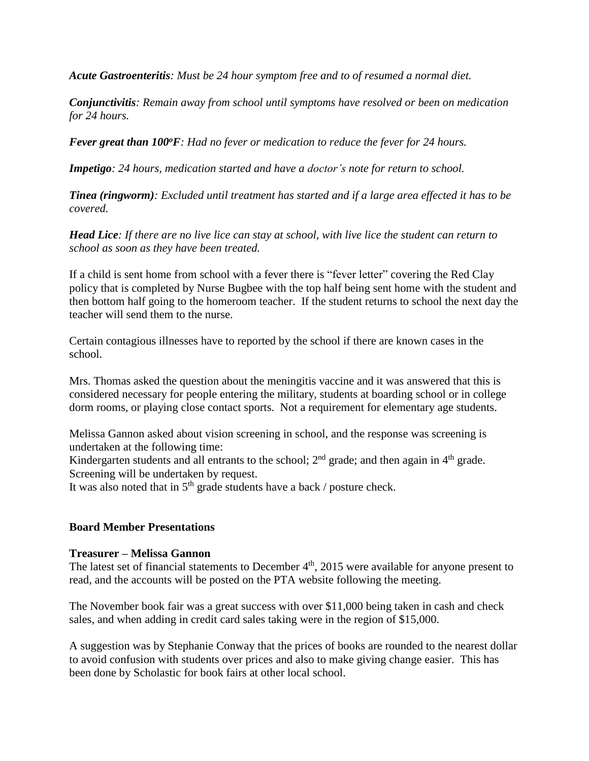***Acute Gastroenteritis**: Must be 24 hour symptom free and to of resumed a normal diet.*

***Conjunctivitis**: Remain away from school until symptoms have resolved or been on medication for 24 hours.*

***Fever great than 100ºF**: Had no fever or medication to reduce the fever for 24 hours.*

***Impetigo**: 24 hours, medication started and have a doctor's note for return to school.*

***Tinea (ringworm)**: Excluded until treatment has started and if a large area effected it has to be covered.*

***Head Lice**: If there are no live lice can stay at school, with live lice the student can return to school as soon as they have been treated.*

If a child is sent home from school with a fever there is "fever letter" covering the Red Clay policy that is completed by Nurse Bugbee with the top half being sent home with the student and then bottom half going to the homeroom teacher. If the student returns to school the next day the teacher will send them to the nurse.

Certain contagious illnesses have to reported by the school if there are known cases in the school.

Mrs. Thomas asked the question about the meningitis vaccine and it was answered that this is considered necessary for people entering the military, students at boarding school or in college dorm rooms, or playing close contact sports. Not a requirement for elementary age students.

Melissa Gannon asked about vision screening in school, and the response was screening is undertaken at the following time:
Kindergarten students and all entrants to the school; 2nd grade; and then again in 4th grade.
Screening will be undertaken by request.
It was also noted that in 5th grade students have a back / posture check.

**Board Member Presentations**

**Treasurer – Melissa Gannon**
The latest set of financial statements to December 4th, 2015 were available for anyone present to read, and the accounts will be posted on the PTA website following the meeting.

The November book fair was a great success with over $11,000 being taken in cash and check sales, and when adding in credit card sales taking were in the region of $15,000.

A suggestion was by Stephanie Conway that the prices of books are rounded to the nearest dollar to avoid confusion with students over prices and also to make giving change easier. This has been done by Scholastic for book fairs at other local school.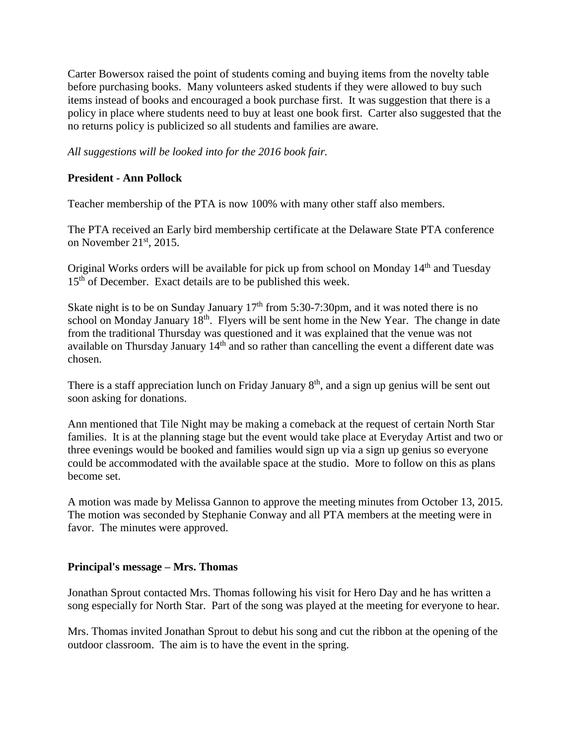Carter Bowersox raised the point of students coming and buying items from the novelty table before purchasing books. Many volunteers asked students if they were allowed to buy such items instead of books and encouraged a book purchase first. It was suggestion that there is a policy in place where students need to buy at least one book first. Carter also suggested that the no returns policy is publicized so all students and families are aware.

*All suggestions will be looked into for the 2016 book fair.*

**President - Ann Pollock**

Teacher membership of the PTA is now 100% with many other staff also members.

The PTA received an Early bird membership certificate at the Delaware State PTA conference on November 21st, 2015.

Original Works orders will be available for pick up from school on Monday 14th and Tuesday 15th of December. Exact details are to be published this week.

Skate night is to be on Sunday January 17th from 5:30-7:30pm, and it was noted there is no school on Monday January 18th. Flyers will be sent home in the New Year. The change in date from the traditional Thursday was questioned and it was explained that the venue was not available on Thursday January 14th and so rather than cancelling the event a different date was chosen.

There is a staff appreciation lunch on Friday January 8th, and a sign up genius will be sent out soon asking for donations.

Ann mentioned that Tile Night may be making a comeback at the request of certain North Star families. It is at the planning stage but the event would take place at Everyday Artist and two or three evenings would be booked and families would sign up via a sign up genius so everyone could be accommodated with the available space at the studio. More to follow on this as plans become set.

A motion was made by Melissa Gannon to approve the meeting minutes from October 13, 2015. The motion was seconded by Stephanie Conway and all PTA members at the meeting were in favor. The minutes were approved.

**Principal's message – Mrs. Thomas**

Jonathan Sprout contacted Mrs. Thomas following his visit for Hero Day and he has written a song especially for North Star. Part of the song was played at the meeting for everyone to hear.

Mrs. Thomas invited Jonathan Sprout to debut his song and cut the ribbon at the opening of the outdoor classroom. The aim is to have the event in the spring.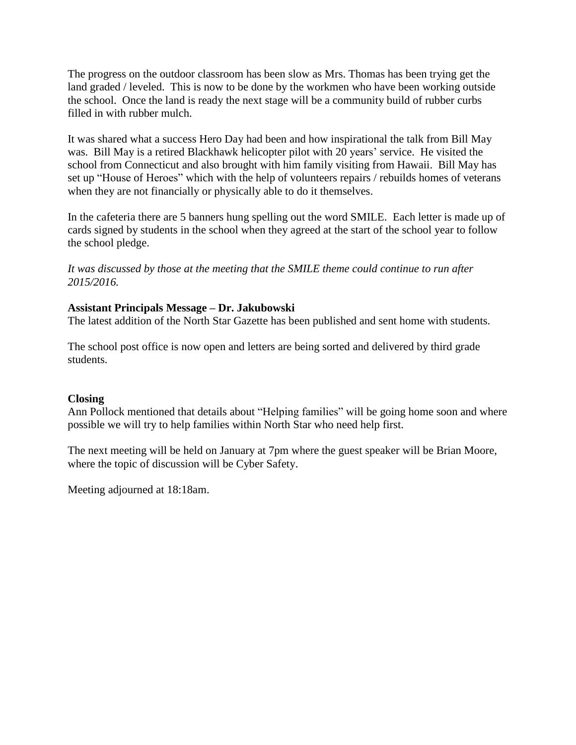The progress on the outdoor classroom has been slow as Mrs. Thomas has been trying get the land graded / leveled. This is now to be done by the workmen who have been working outside the school. Once the land is ready the next stage will be a community build of rubber curbs filled in with rubber mulch.

It was shared what a success Hero Day had been and how inspirational the talk from Bill May was. Bill May is a retired Blackhawk helicopter pilot with 20 years' service. He visited the school from Connecticut and also brought with him family visiting from Hawaii. Bill May has set up "House of Heroes" which with the help of volunteers repairs / rebuilds homes of veterans when they are not financially or physically able to do it themselves.

In the cafeteria there are 5 banners hung spelling out the word SMILE. Each letter is made up of cards signed by students in the school when they agreed at the start of the school year to follow the school pledge.

*It was discussed by those at the meeting that the SMILE theme could continue to run after 2015/2016.*

**Assistant Principals Message – Dr. Jakubowski**

The latest addition of the North Star Gazette has been published and sent home with students.

The school post office is now open and letters are being sorted and delivered by third grade students.

**Closing**

Ann Pollock mentioned that details about "Helping families" will be going home soon and where possible we will try to help families within North Star who need help first.

The next meeting will be held on January at 7pm where the guest speaker will be Brian Moore, where the topic of discussion will be Cyber Safety.

Meeting adjourned at 18:18am.